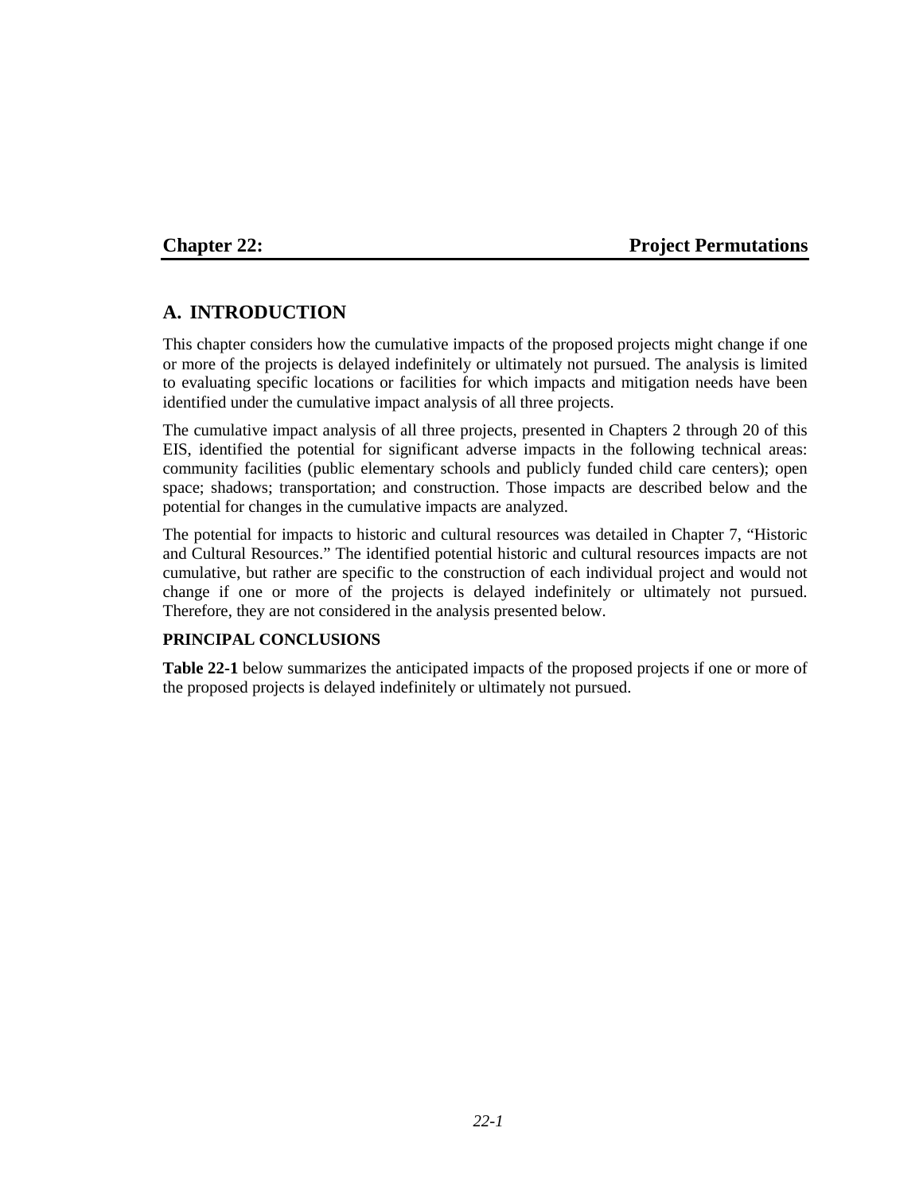# Chapter 22: Project Permutations

## A. INTRODUCTION

This chapter considers how the cumulative impacts of the proposed projects might change if one or more of the projects is delayed indefinitely or ultimately not pursued. The analysis is limited to evaluating specific locations or facilities for which impacts and mitigation needs have been identified under the cumulative impact analysis of all three projects.

The cumulative impact analysis of all three projects, presented in Chapters 2 through 20 of this EIS, identified the potential for significant adverse impacts in the following technical areas: community facilities (public elementary schools and publicly funded child care centers); open space; shadows; transportation; and construction. Those impacts are described below and the potential for changes in the cumulative impacts are analyzed.

The potential for impacts to historic and cultural resources was detailed in Chapter 7, "Historic and Cultural Resources." The identified potential historic and cultural resources impacts are not cumulative, but rather are specific to the construction of each individual project and would not change if one or more of the projects is delayed indefinitely or ultimately not pursued. Therefore, they are not considered in the analysis presented below.

### PRINCIPAL CONCLUSIONS

**Table 22-1** below summarizes the anticipated impacts of the proposed projects if one or more of the proposed projects is delayed indefinitely or ultimately not pursued.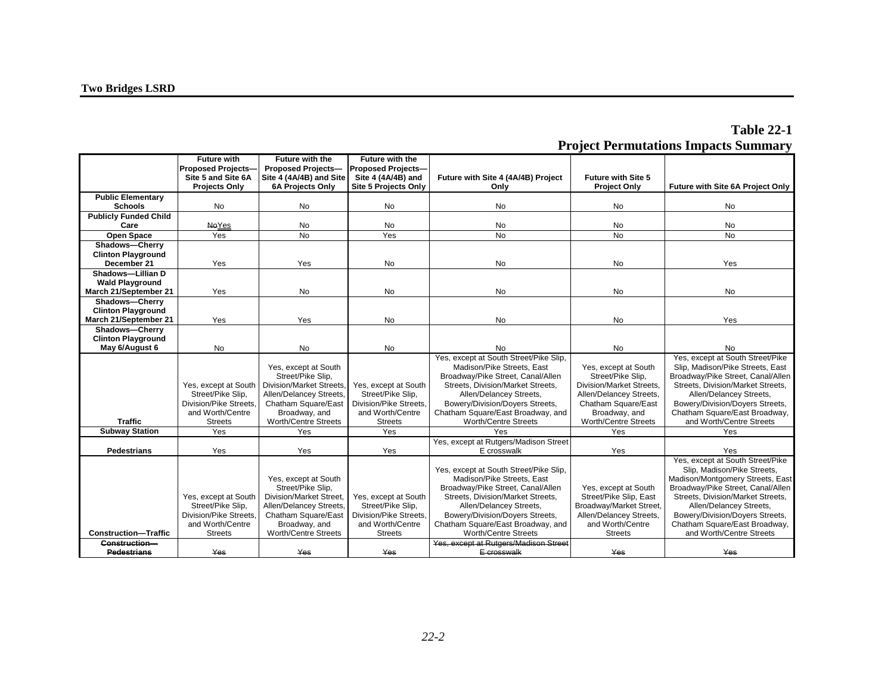## Table 22-1
## Project Permutations Impacts Summary

| | Future with Proposed Projects—Site 5 and Site 6A Projects Only | Future with the Proposed Projects—Site 4 (4A/4B) and Site 6A Projects Only | Future with the Proposed Projects—Site 4 (4A/4B) and Site 5 Projects Only | Future with Site 4 (4A/4B) Project Only | Future with Site 5 Project Only | Future with Site 6A Project Only |
|---|---|---|---|---|---|---|
| **Public Elementary Schools** | No | No | No | No | No | No |
| **Publicly Funded Child Care** | ~~No~~Yes | No | No | No | No | No |
| **Open Space** | Yes | No | Yes | No | No | No |
| **Shadows—Cherry Clinton Playground December 21** | Yes | Yes | No | No | No | Yes |
| **Shadows—Lillian D Wald Playground March 21/September 21** | Yes | No | No | No | No | No |
| **Shadows—Cherry Clinton Playground March 21/September 21** | Yes | Yes | No | No | No | Yes |
| **Shadows—Cherry Clinton Playground May 6/August 6** | No | No | No | No | No | No |
| **Traffic** | Yes, except at South Street/Pike Slip, Division/Pike Streets, and Worth/Centre Streets | Yes, except at South Street/Pike Slip, Division/Market Streets, Allen/Delancey Streets, Chatham Square/East Broadway, and Worth/Centre Streets | Yes, except at South Street/Pike Slip, Division/Pike Streets, and Worth/Centre Streets | Yes, except at South Street/Pike Slip, Madison/Pike Streets, East Broadway/Pike Street, Canal/Allen Streets, Division/Market Streets, Allen/Delancey Streets, Bowery/Division/Doyers Streets, Chatham Square/East Broadway, and Worth/Centre Streets | Yes, except at South Street/Pike Slip, Division/Market Streets, Allen/Delancey Streets, Chatham Square/East Broadway, and Worth/Centre Streets | Yes, except at South Street/Pike Slip, Madison/Pike Streets, East Broadway/Pike Street, Canal/Allen Streets, Division/Market Streets, Allen/Delancey Streets, Bowery/Division/Doyers Streets, Chatham Square/East Broadway, and Worth/Centre Streets |
| **Subway Station** | Yes | Yes | Yes | Yes | Yes | Yes |
| **Pedestrians** | Yes | Yes | Yes | Yes, except at Rutgers/Madison Street E crosswalk | Yes | Yes |
| **Construction—Traffic** | Yes, except at South Street/Pike Slip, Division/Pike Streets, and Worth/Centre Streets | Yes, except at South Street/Pike Slip, Division/Market Street, Allen/Delancey Streets, Chatham Square/East Broadway, and Worth/Centre Streets | Yes, except at South Street/Pike Slip, Division/Pike Streets, and Worth/Centre Streets | Yes, except at South Street/Pike Slip, Madison/Pike Streets, East Broadway/Pike Street, Canal/Allen Streets, Division/Market Streets, Allen/Delancey Streets, Bowery/Division/Doyers Streets, Chatham Square/East Broadway, and Worth/Centre Streets | Yes, except at South Street/Pike Slip, East Broadway/Market Street, Allen/Delancey Streets, and Worth/Centre Streets | Yes, except at South Street/Pike Slip, Madison/Pike Streets, Madison/Montgomery Streets, East Broadway/Pike Street, Canal/Allen Streets, Division/Market Streets, Allen/Delancey Streets, Bowery/Division/Doyers Streets, Chatham Square/East Broadway, and Worth/Centre Streets |
| ~~**Construction—Pedestrians**~~ | ~~Yes~~ | ~~Yes~~ | ~~Yes~~ | ~~Yes, except at Rutgers/Madison Street E crosswalk~~ | ~~Yes~~ | ~~Yes~~ |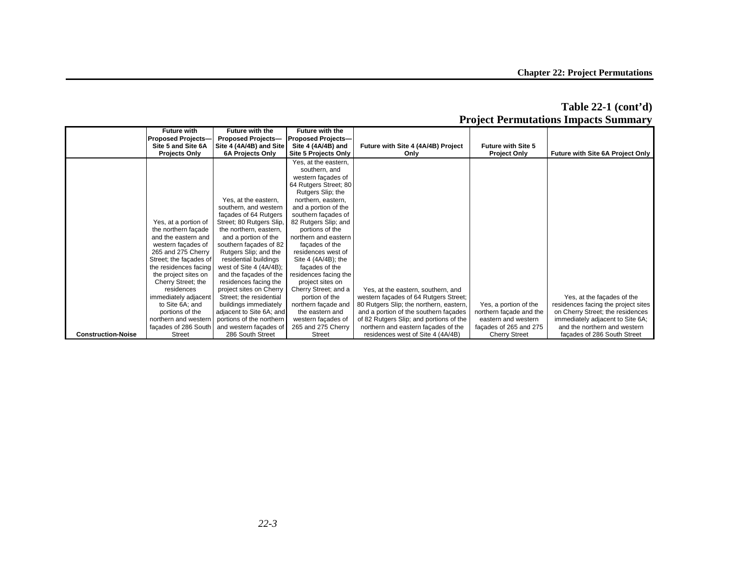**Table 22-1 (cont'd)**
**Project Permutations Impacts Summary**

| | Future with Proposed Projects—Site 5 and Site 6A Projects Only | Future with the Proposed Projects—Site 4 (4A/4B) and Site 6A Projects Only | Future with the Proposed Projects—Site 4 (4A/4B) and Site 5 Projects Only | Future with Site 4 (4A/4B) Project Only | Future with Site 5 Project Only | Future with Site 6A Project Only |
|---|---|---|---|---|---|---|
| **Construction-Noise** | Yes, at a portion of the northern façade and the eastern and western façades of 265 and 275 Cherry Street; the façades of the residences facing the project sites on Cherry Street; the residences immediately adjacent to Site 6A; and portions of the northern and western façades of 286 South Street | Yes, at the eastern, southern, and western façades of 64 Rutgers Street; 80 Rutgers Slip, the northern, eastern, and a portion of the southern façades of 82 Rutgers Slip; and the residential buildings west of Site 4 (4A/4B); and the façades of the residences facing the project sites on Cherry Street; the residential buildings immediately adjacent to Site 6A; and portions of the northern and western façades of 286 South Street | Yes, at the eastern, southern, and western façades of 64 Rutgers Street; 80 Rutgers Slip; the northern, eastern, and a portion of the southern façades of 82 Rutgers Slip; and portions of the northern and eastern façades of the residences west of Site 4 (4A/4B); the façades of the residences facing the project sites on Cherry Street; and a portion of the northern façade and the eastern and western façades of 265 and 275 Cherry Street | Yes, at the eastern, southern, and western façades of 64 Rutgers Street; 80 Rutgers Slip; the northern, eastern, and a portion of the southern façades of 82 Rutgers Slip; and portions of the northern and eastern façades of the residences west of Site 4 (4A/4B) | Yes, a portion of the northern façade and the eastern and western façades of 265 and 275 Cherry Street | Yes, at the façades of the residences facing the project sites on Cherry Street; the residences immediately adjacent to Site 6A; and the northern and western façades of 286 South Street |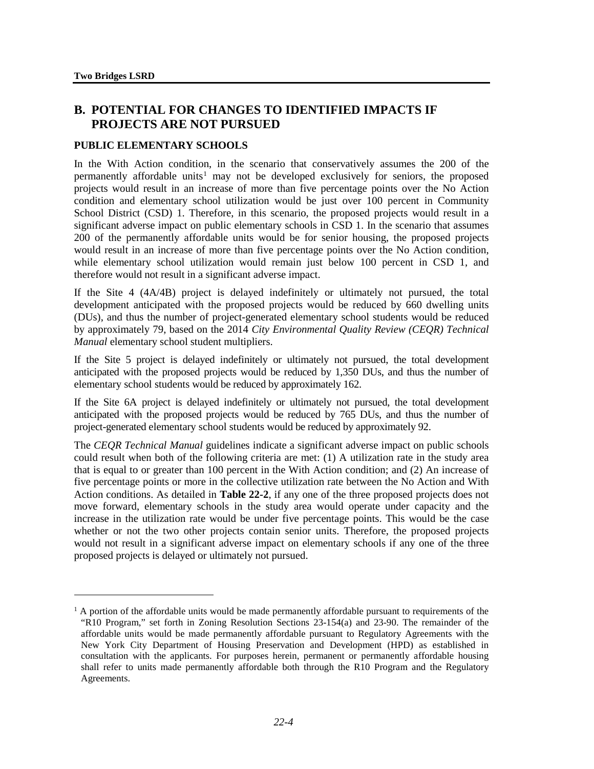## B. POTENTIAL FOR CHANGES TO IDENTIFIED IMPACTS IF PROJECTS ARE NOT PURSUED

### PUBLIC ELEMENTARY SCHOOLS

In the With Action condition, in the scenario that conservatively assumes the 200 of the permanently affordable units[1] may not be developed exclusively for seniors, the proposed projects would result in an increase of more than five percentage points over the No Action condition and elementary school utilization would be just over 100 percent in Community School District (CSD) 1. Therefore, in this scenario, the proposed projects would result in a significant adverse impact on public elementary schools in CSD 1. In the scenario that assumes 200 of the permanently affordable units would be for senior housing, the proposed projects would result in an increase of more than five percentage points over the No Action condition, while elementary school utilization would remain just below 100 percent in CSD 1, and therefore would not result in a significant adverse impact.

If the Site 4 (4A/4B) project is delayed indefinitely or ultimately not pursued, the total development anticipated with the proposed projects would be reduced by 660 dwelling units (DUs), and thus the number of project-generated elementary school students would be reduced by approximately 79, based on the 2014 *City Environmental Quality Review (CEQR) Technical Manual* elementary school student multipliers.

If the Site 5 project is delayed indefinitely or ultimately not pursued, the total development anticipated with the proposed projects would be reduced by 1,350 DUs, and thus the number of elementary school students would be reduced by approximately 162.

If the Site 6A project is delayed indefinitely or ultimately not pursued, the total development anticipated with the proposed projects would be reduced by 765 DUs, and thus the number of project-generated elementary school students would be reduced by approximately 92.

The *CEQR Technical Manual* guidelines indicate a significant adverse impact on public schools could result when both of the following criteria are met: (1) A utilization rate in the study area that is equal to or greater than 100 percent in the With Action condition; and (2) An increase of five percentage points or more in the collective utilization rate between the No Action and With Action conditions. As detailed in **Table 22-2**, if any one of the three proposed projects does not move forward, elementary schools in the study area would operate under capacity and the increase in the utilization rate would be under five percentage points. This would be the case whether or not the two other projects contain senior units. Therefore, the proposed projects would not result in a significant adverse impact on elementary schools if any one of the three proposed projects is delayed or ultimately not pursued.

---

[1] A portion of the affordable units would be made permanently affordable pursuant to requirements of the "R10 Program," set forth in Zoning Resolution Sections 23-154(a) and 23-90. The remainder of the affordable units would be made permanently affordable pursuant to Regulatory Agreements with the New York City Department of Housing Preservation and Development (HPD) as established in consultation with the applicants. For purposes herein, permanent or permanently affordable housing shall refer to units made permanently affordable both through the R10 Program and the Regulatory Agreements.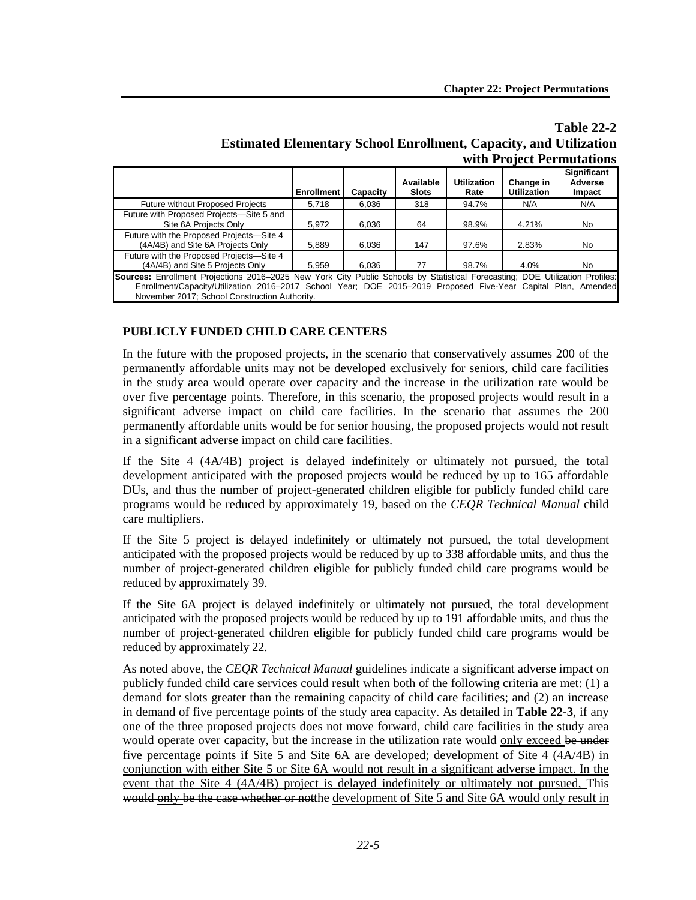**Table 22-2**
**Estimated Elementary School Enrollment, Capacity, and Utilization with Project Permutations**

| | Enrollment | Capacity | Available Slots | Utilization Rate | Change in Utilization | Significant Adverse Impact |
|---|---|---|---|---|---|---|
| Future without Proposed Projects | 5,718 | 6,036 | 318 | 94.7% | N/A | N/A |
| Future with Proposed Projects—Site 5 and Site 6A Projects Only | 5,972 | 6,036 | 64 | 98.9% | 4.21% | No |
| Future with the Proposed Projects—Site 4 (4A/4B) and Site 6A Projects Only | 5,889 | 6,036 | 147 | 97.6% | 2.83% | No |
| Future with the Proposed Projects—Site 4 (4A/4B) and Site 5 Projects Only | 5,959 | 6,036 | 77 | 98.7% | 4.0% | No |

**Sources:** Enrollment Projections 2016–2025 New York City Public Schools by Statistical Forecasting; DOE Utilization Profiles: Enrollment/Capacity/Utilization 2016–2017 School Year; DOE 2015–2019 Proposed Five-Year Capital Plan, Amended November 2017; School Construction Authority.

### PUBLICLY FUNDED CHILD CARE CENTERS

In the future with the proposed projects, in the scenario that conservatively assumes 200 of the permanently affordable units may not be developed exclusively for seniors, child care facilities in the study area would operate over capacity and the increase in the utilization rate would be over five percentage points. Therefore, in this scenario, the proposed projects would result in a significant adverse impact on child care facilities. In the scenario that assumes the 200 permanently affordable units would be for senior housing, the proposed projects would not result in a significant adverse impact on child care facilities.

If the Site 4 (4A/4B) project is delayed indefinitely or ultimately not pursued, the total development anticipated with the proposed projects would be reduced by up to 165 affordable DUs, and thus the number of project-generated children eligible for publicly funded child care programs would be reduced by approximately 19, based on the *CEQR Technical Manual* child care multipliers.

If the Site 5 project is delayed indefinitely or ultimately not pursued, the total development anticipated with the proposed projects would be reduced by up to 338 affordable units, and thus the number of project-generated children eligible for publicly funded child care programs would be reduced by approximately 39.

If the Site 6A project is delayed indefinitely or ultimately not pursued, the total development anticipated with the proposed projects would be reduced by up to 191 affordable units, and thus the number of project-generated children eligible for publicly funded child care programs would be reduced by approximately 22.

As noted above, the *CEQR Technical Manual* guidelines indicate a significant adverse impact on publicly funded child care services could result when both of the following criteria are met: (1) a demand for slots greater than the remaining capacity of child care facilities; and (2) an increase in demand of five percentage points of the study area capacity. As detailed in **Table 22-3**, if any one of the three proposed projects does not move forward, child care facilities in the study area would operate over capacity, but the increase in the utilization rate would only exceed ~~be under~~ five percentage points if Site 5 and Site 6A are developed; development of Site 4 (4A/4B) in conjunction with either Site 5 or Site 6A would not result in a significant adverse impact. In the event that the Site 4 (4A/4B) project is delayed indefinitely or ultimately not pursued, ~~This would only be the case whether or not~~the development of Site 5 and Site 6A would only result in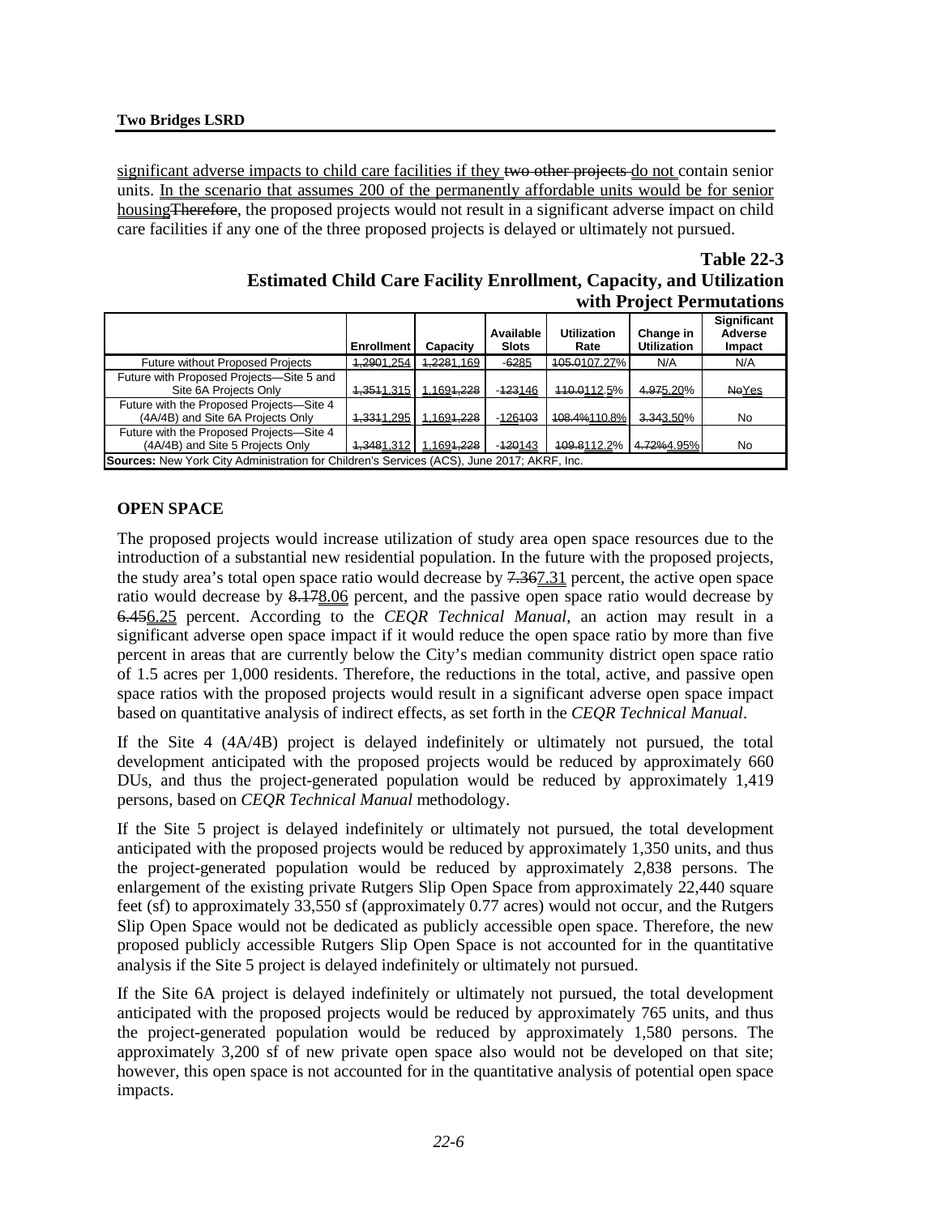significant adverse impacts to child care facilities if they ~~two other projects~~ do not contain senior units. In the scenario that assumes 200 of the permanently affordable units would be for senior housing~~Therefore~~, the proposed projects would not result in a significant adverse impact on child care facilities if any one of the three proposed projects is delayed or ultimately not pursued.

**Table 22-3**
**Estimated Child Care Facility Enrollment, Capacity, and Utilization with Project Permutations**

| | Enrollment | Capacity | Available Slots | Utilization Rate | Change in Utilization | Significant Adverse Impact |
|---|---|---|---|---|---|---|
| Future without Proposed Projects | ~~1,290~~1,254 | ~~1,228~~1,169 | -~~62~~85 | ~~105.01~~07.27% | N/A | N/A |
| Future with Proposed Projects—Site 5 and Site 6A Projects Only | ~~1,351~~1,315 | 1,169~~1,228~~ | -~~123~~146 | ~~110.01~~12.5% | ~~4.97~~5.20% | ~~No~~Yes |
| Future with the Proposed Projects—Site 4 (4A/4B) and Site 6A Projects Only | ~~1,331~~1,295 | 1,169~~1,228~~ | -~~126~~103 | ~~108.4%~~110.8% | ~~3.34~~3.50% | No |
| Future with the Proposed Projects—Site 4 (4A/4B) and Site 5 Projects Only | ~~1,348~~1,312 | 1,169~~1,228~~ | -~~120~~143 | ~~109.8~~112.2% | ~~4.72%~~4.95% | No |

**Sources:** New York City Administration for Children's Services (ACS), June 2017; AKRF, Inc.

## OPEN SPACE

The proposed projects would increase utilization of study area open space resources due to the introduction of a substantial new residential population. In the future with the proposed projects, the study area's total open space ratio would decrease by ~~7.36~~7.31 percent, the active open space ratio would decrease by ~~8.17~~8.06 percent, and the passive open space ratio would decrease by ~~6.45~~6.25 percent. According to the *CEQR Technical Manual*, an action may result in a significant adverse open space impact if it would reduce the open space ratio by more than five percent in areas that are currently below the City's median community district open space ratio of 1.5 acres per 1,000 residents. Therefore, the reductions in the total, active, and passive open space ratios with the proposed projects would result in a significant adverse open space impact based on quantitative analysis of indirect effects, as set forth in the *CEQR Technical Manual*.

If the Site 4 (4A/4B) project is delayed indefinitely or ultimately not pursued, the total development anticipated with the proposed projects would be reduced by approximately 660 DUs, and thus the project-generated population would be reduced by approximately 1,419 persons, based on *CEQR Technical Manual* methodology.

If the Site 5 project is delayed indefinitely or ultimately not pursued, the total development anticipated with the proposed projects would be reduced by approximately 1,350 units, and thus the project-generated population would be reduced by approximately 2,838 persons. The enlargement of the existing private Rutgers Slip Open Space from approximately 22,440 square feet (sf) to approximately 33,550 sf (approximately 0.77 acres) would not occur, and the Rutgers Slip Open Space would not be dedicated as publicly accessible open space. Therefore, the new proposed publicly accessible Rutgers Slip Open Space is not accounted for in the quantitative analysis if the Site 5 project is delayed indefinitely or ultimately not pursued.

If the Site 6A project is delayed indefinitely or ultimately not pursued, the total development anticipated with the proposed projects would be reduced by approximately 765 units, and thus the project-generated population would be reduced by approximately 1,580 persons. The approximately 3,200 sf of new private open space also would not be developed on that site; however, this open space is not accounted for in the quantitative analysis of potential open space impacts.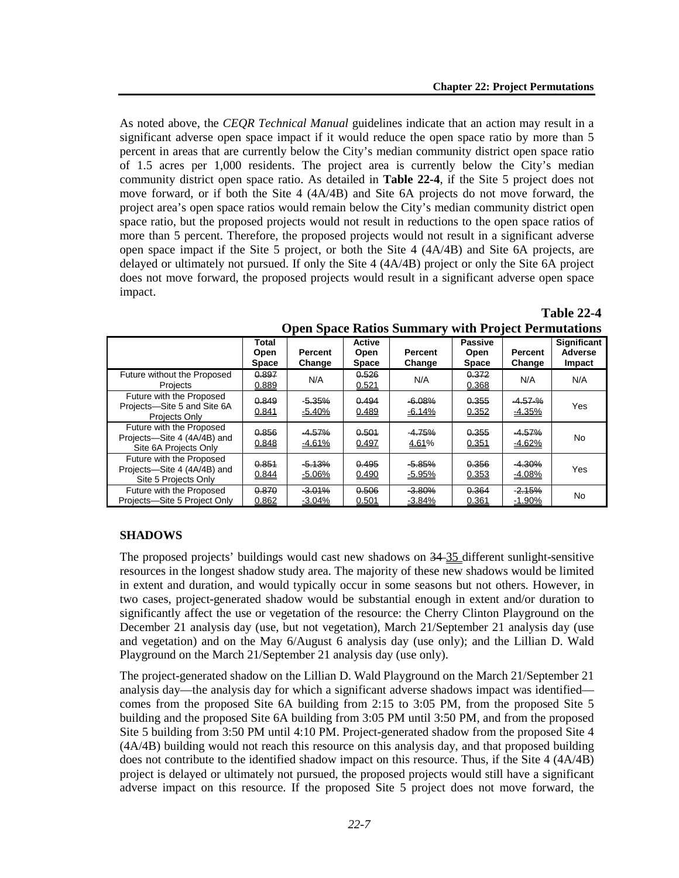As noted above, the *CEQR Technical Manual* guidelines indicate that an action may result in a significant adverse open space impact if it would reduce the open space ratio by more than 5 percent in areas that are currently below the City's median community district open space ratio of 1.5 acres per 1,000 residents. The project area is currently below the City's median community district open space ratio. As detailed in **Table 22-4**, if the Site 5 project does not move forward, or if both the Site 4 (4A/4B) and Site 6A projects do not move forward, the project area's open space ratios would remain below the City's median community district open space ratio, but the proposed projects would not result in reductions to the open space ratios of more than 5 percent. Therefore, the proposed projects would not result in a significant adverse open space impact if the Site 5 project, or both the Site 4 (4A/4B) and Site 6A projects, are delayed or ultimately not pursued. If only the Site 4 (4A/4B) project or only the Site 6A project does not move forward, the proposed projects would result in a significant adverse open space impact.

**Table 22-4**
**Open Space Ratios Summary with Project Permutations**

| | Total Open Space | Percent Change | Active Open Space | Percent Change | Passive Open Space | Percent Change | Significant Adverse Impact |
|---|---|---|---|---|---|---|---|
| Future without the Proposed Projects | ~~0.897~~ 0.889 | N/A | ~~0.526~~ 0.521 | N/A | ~~0.372~~ 0.368 | N/A | N/A |
| Future with the Proposed Projects—Site 5 and Site 6A Projects Only | ~~0.849~~ 0.841 | ~~-5.35%~~ -5.40% | ~~0.494~~ 0.489 | ~~-6.08%~~ -6.14% | ~~0.355~~ 0.352 | ~~-4.57-%~~ -4.35% | Yes |
| Future with the Proposed Projects—Site 4 (4A/4B) and Site 6A Projects Only | ~~0.856~~ 0.848 | ~~-4.57%~~ -4.61% | ~~0.501~~ 0.497 | ~~-4.75%~~ 4.61% | ~~0.355~~ 0.351 | ~~-4.57%~~ -4.62% | No |
| Future with the Proposed Projects—Site 4 (4A/4B) and Site 5 Projects Only | ~~0.851~~ 0.844 | ~~-5.13%~~ -5.06% | ~~0.495~~ 0.490 | ~~-5.85%~~ -5.95% | ~~0.356~~ 0.353 | ~~-4.30%~~ -4.08% | Yes |
| Future with the Proposed Projects—Site 5 Project Only | ~~0.870~~ 0.862 | ~~-3.01%~~ -3.04% | ~~0.506~~ 0.501 | ~~-3.80%~~ -3.84% | ~~0.364~~ 0.361 | ~~-2.15%~~ -1.90% | No |

## SHADOWS

The proposed projects' buildings would cast new shadows on ~~34~~ 35 different sunlight-sensitive resources in the longest shadow study area. The majority of these new shadows would be limited in extent and duration, and would typically occur in some seasons but not others. However, in two cases, project-generated shadow would be substantial enough in extent and/or duration to significantly affect the use or vegetation of the resource: the Cherry Clinton Playground on the December 21 analysis day (use, but not vegetation), March 21/September 21 analysis day (use and vegetation) and on the May 6/August 6 analysis day (use only); and the Lillian D. Wald Playground on the March 21/September 21 analysis day (use only).

The project-generated shadow on the Lillian D. Wald Playground on the March 21/September 21 analysis day—the analysis day for which a significant adverse shadows impact was identified—comes from the proposed Site 6A building from 2:15 to 3:05 PM, from the proposed Site 5 building and the proposed Site 6A building from 3:05 PM until 3:50 PM, and from the proposed Site 5 building from 3:50 PM until 4:10 PM. Project-generated shadow from the proposed Site 4 (4A/4B) building would not reach this resource on this analysis day, and that proposed building does not contribute to the identified shadow impact on this resource. Thus, if the Site 4 (4A/4B) project is delayed or ultimately not pursued, the proposed projects would still have a significant adverse impact on this resource. If the proposed Site 5 project does not move forward, the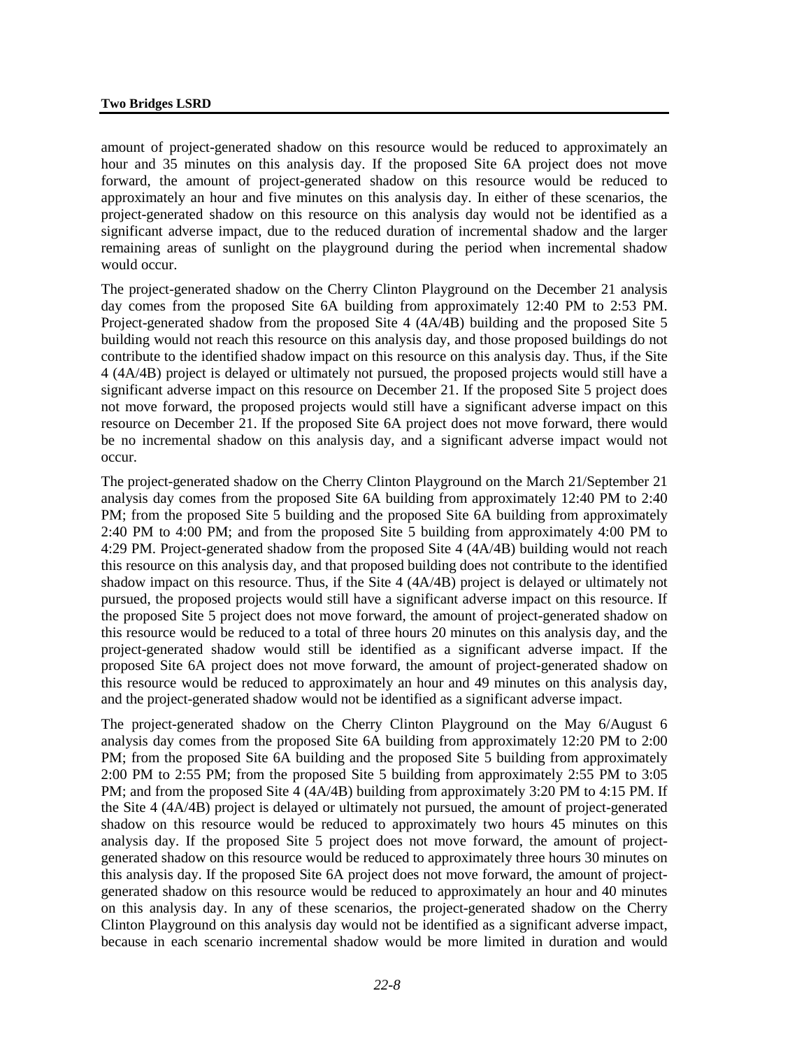amount of project-generated shadow on this resource would be reduced to approximately an hour and 35 minutes on this analysis day. If the proposed Site 6A project does not move forward, the amount of project-generated shadow on this resource would be reduced to approximately an hour and five minutes on this analysis day. In either of these scenarios, the project-generated shadow on this resource on this analysis day would not be identified as a significant adverse impact, due to the reduced duration of incremental shadow and the larger remaining areas of sunlight on the playground during the period when incremental shadow would occur.

The project-generated shadow on the Cherry Clinton Playground on the December 21 analysis day comes from the proposed Site 6A building from approximately 12:40 PM to 2:53 PM. Project-generated shadow from the proposed Site 4 (4A/4B) building and the proposed Site 5 building would not reach this resource on this analysis day, and those proposed buildings do not contribute to the identified shadow impact on this resource on this analysis day. Thus, if the Site 4 (4A/4B) project is delayed or ultimately not pursued, the proposed projects would still have a significant adverse impact on this resource on December 21. If the proposed Site 5 project does not move forward, the proposed projects would still have a significant adverse impact on this resource on December 21. If the proposed Site 6A project does not move forward, there would be no incremental shadow on this analysis day, and a significant adverse impact would not occur.

The project-generated shadow on the Cherry Clinton Playground on the March 21/September 21 analysis day comes from the proposed Site 6A building from approximately 12:40 PM to 2:40 PM; from the proposed Site 5 building and the proposed Site 6A building from approximately 2:40 PM to 4:00 PM; and from the proposed Site 5 building from approximately 4:00 PM to 4:29 PM. Project-generated shadow from the proposed Site 4 (4A/4B) building would not reach this resource on this analysis day, and that proposed building does not contribute to the identified shadow impact on this resource. Thus, if the Site 4 (4A/4B) project is delayed or ultimately not pursued, the proposed projects would still have a significant adverse impact on this resource. If the proposed Site 5 project does not move forward, the amount of project-generated shadow on this resource would be reduced to a total of three hours 20 minutes on this analysis day, and the project-generated shadow would still be identified as a significant adverse impact. If the proposed Site 6A project does not move forward, the amount of project-generated shadow on this resource would be reduced to approximately an hour and 49 minutes on this analysis day, and the project-generated shadow would not be identified as a significant adverse impact.

The project-generated shadow on the Cherry Clinton Playground on the May 6/August 6 analysis day comes from the proposed Site 6A building from approximately 12:20 PM to 2:00 PM; from the proposed Site 6A building and the proposed Site 5 building from approximately 2:00 PM to 2:55 PM; from the proposed Site 5 building from approximately 2:55 PM to 3:05 PM; and from the proposed Site 4 (4A/4B) building from approximately 3:20 PM to 4:15 PM. If the Site 4 (4A/4B) project is delayed or ultimately not pursued, the amount of project-generated shadow on this resource would be reduced to approximately two hours 45 minutes on this analysis day. If the proposed Site 5 project does not move forward, the amount of project-generated shadow on this resource would be reduced to approximately three hours 30 minutes on this analysis day. If the proposed Site 6A project does not move forward, the amount of project-generated shadow on this resource would be reduced to approximately an hour and 40 minutes on this analysis day. In any of these scenarios, the project-generated shadow on the Cherry Clinton Playground on this analysis day would not be identified as a significant adverse impact, because in each scenario incremental shadow would be more limited in duration and would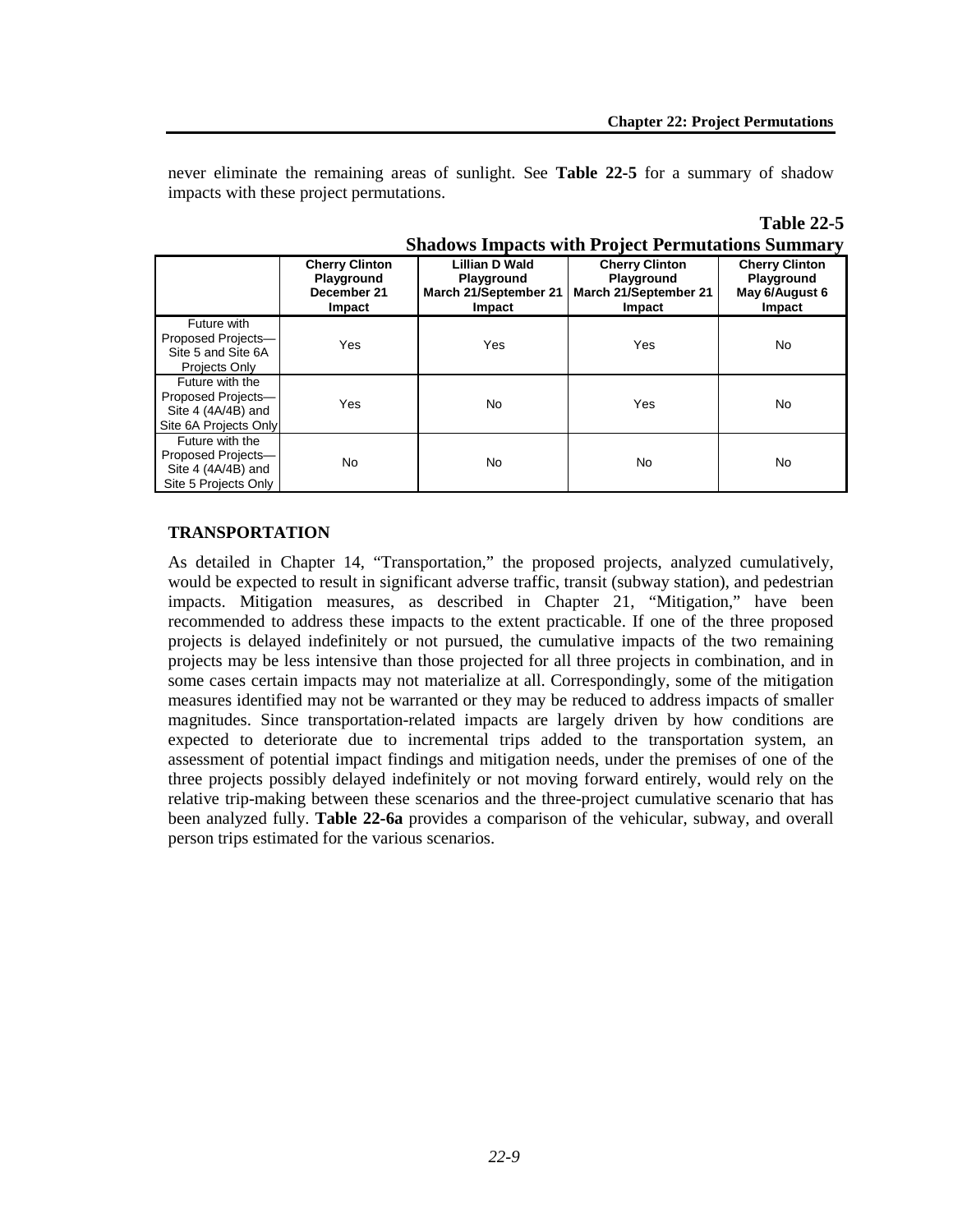never eliminate the remaining areas of sunlight. See **Table 22-5** for a summary of shadow impacts with these project permutations.

**Table 22-5**
**Shadows Impacts with Project Permutations Summary**

| | Cherry Clinton Playground December 21 Impact | Lillian D Wald Playground March 21/September 21 Impact | Cherry Clinton Playground March 21/September 21 Impact | Cherry Clinton Playground May 6/August 6 Impact |
|---|---|---|---|---|
| Future with Proposed Projects—Site 5 and Site 6A Projects Only | Yes | Yes | Yes | No |
| Future with the Proposed Projects—Site 4 (4A/4B) and Site 6A Projects Only | Yes | No | Yes | No |
| Future with the Proposed Projects—Site 4 (4A/4B) and Site 5 Projects Only | No | No | No | No |

## TRANSPORTATION

As detailed in Chapter 14, "Transportation," the proposed projects, analyzed cumulatively, would be expected to result in significant adverse traffic, transit (subway station), and pedestrian impacts. Mitigation measures, as described in Chapter 21, "Mitigation," have been recommended to address these impacts to the extent practicable. If one of the three proposed projects is delayed indefinitely or not pursued, the cumulative impacts of the two remaining projects may be less intensive than those projected for all three projects in combination, and in some cases certain impacts may not materialize at all. Correspondingly, some of the mitigation measures identified may not be warranted or they may be reduced to address impacts of smaller magnitudes. Since transportation-related impacts are largely driven by how conditions are expected to deteriorate due to incremental trips added to the transportation system, an assessment of potential impact findings and mitigation needs, under the premises of one of the three projects possibly delayed indefinitely or not moving forward entirely, would rely on the relative trip-making between these scenarios and the three-project cumulative scenario that has been analyzed fully. **Table 22-6a** provides a comparison of the vehicular, subway, and overall person trips estimated for the various scenarios.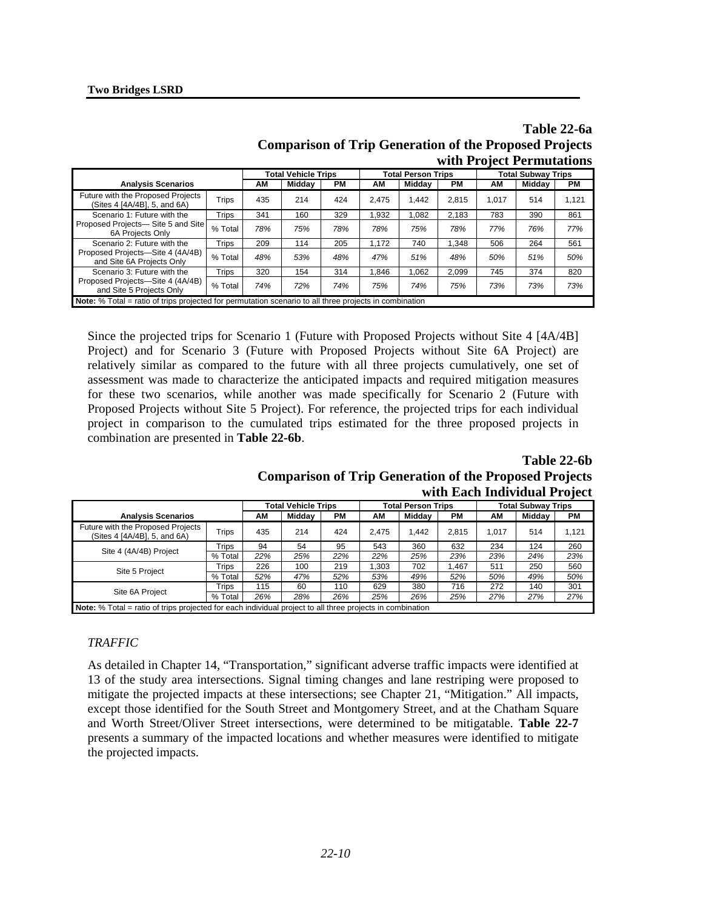**Table 22-6a**
**Comparison of Trip Generation of the Proposed Projects with Project Permutations**

| Analysis Scenarios | | Total Vehicle Trips | | | Total Person Trips | | | Total Subway Trips | | |
|---|---|---|---|---|---|---|---|---|---|---|
| | | AM | Midday | PM | AM | Midday | PM | AM | Midday | PM |
| Future with the Proposed Projects (Sites 4 [4A/4B], 5, and 6A) | Trips | 435 | 214 | 424 | 2,475 | 1,442 | 2,815 | 1,017 | 514 | 1,121 |
| Scenario 1: Future with the Proposed Projects— Site 5 and Site 6A Projects Only | Trips | 341 | 160 | 329 | 1,932 | 1,082 | 2,183 | 783 | 390 | 861 |
| | % Total | *78%* | *75%* | *78%* | *78%* | *75%* | *78%* | *77%* | *76%* | *77%* |
| Scenario 2: Future with the Proposed Projects—Site 4 (4A/4B) and Site 6A Projects Only | Trips | 209 | 114 | 205 | 1,172 | 740 | 1,348 | 506 | 264 | 561 |
| | % Total | *48%* | *53%* | *48%* | *47%* | *51%* | *48%* | *50%* | *51%* | *50%* |
| Scenario 3: Future with the Proposed Projects—Site 4 (4A/4B) and Site 5 Projects Only | Trips | 320 | 154 | 314 | 1,846 | 1,062 | 2,099 | 745 | 374 | 820 |
| | % Total | *74%* | *72%* | *74%* | *75%* | *74%* | *75%* | *73%* | *73%* | *73%* |

**Note:** % Total = ratio of trips projected for permutation scenario to all three projects in combination

Since the projected trips for Scenario 1 (Future with Proposed Projects without Site 4 [4A/4B] Project) and for Scenario 3 (Future with Proposed Projects without Site 6A Project) are relatively similar as compared to the future with all three projects cumulatively, one set of assessment was made to characterize the anticipated impacts and required mitigation measures for these two scenarios, while another was made specifically for Scenario 2 (Future with Proposed Projects without Site 5 Project). For reference, the projected trips for each individual project in comparison to the cumulated trips estimated for the three proposed projects in combination are presented in **Table 22-6b**.

**Table 22-6b**
**Comparison of Trip Generation of the Proposed Projects with Each Individual Project**

| Analysis Scenarios | | Total Vehicle Trips | | | Total Person Trips | | | Total Subway Trips | | |
|---|---|---|---|---|---|---|---|---|---|---|
| | | AM | Midday | PM | AM | Midday | PM | AM | Midday | PM |
| Future with the Proposed Projects (Sites 4 [4A/4B], 5, and 6A) | Trips | 435 | 214 | 424 | 2,475 | 1,442 | 2,815 | 1,017 | 514 | 1,121 |
| Site 4 (4A/4B) Project | Trips | 94 | 54 | 95 | 543 | 360 | 632 | 234 | 124 | 260 |
| | % Total | *22%* | *25%* | *22%* | *22%* | *25%* | *23%* | *23%* | *24%* | *23%* |
| Site 5 Project | Trips | 226 | 100 | 219 | 1,303 | 702 | 1,467 | 511 | 250 | 560 |
| | % Total | *52%* | *47%* | *52%* | *53%* | *49%* | *52%* | *50%* | *49%* | *50%* |
| Site 6A Project | Trips | 115 | 60 | 110 | 629 | 380 | 716 | 272 | 140 | 301 |
| | % Total | *26%* | *28%* | *26%* | *25%* | *26%* | *25%* | *27%* | *27%* | *27%* |

**Note:** % Total = ratio of trips projected for each individual project to all three projects in combination

### *TRAFFIC*

As detailed in Chapter 14, "Transportation," significant adverse traffic impacts were identified at 13 of the study area intersections. Signal timing changes and lane restriping were proposed to mitigate the projected impacts at these intersections; see Chapter 21, "Mitigation." All impacts, except those identified for the South Street and Montgomery Street, and at the Chatham Square and Worth Street/Oliver Street intersections, were determined to be mitigatable. **Table 22-7** presents a summary of the impacted locations and whether measures were identified to mitigate the projected impacts.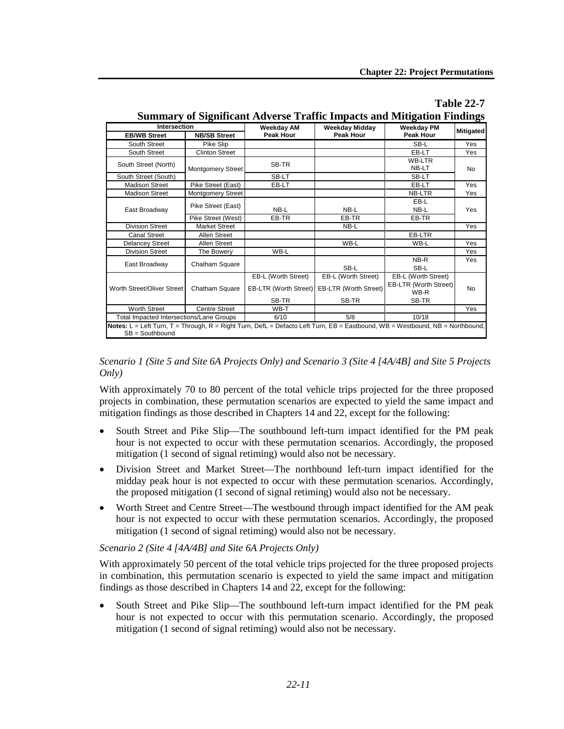**Table 22-7**

**Summary of Significant Adverse Traffic Impacts and Mitigation Findings**

| Intersection | | Weekday AM | Weekday Midday | Weekday PM | Mitigated |
|---|---|---|---|---|---|
| EB/WB Street | NB/SB Street | Peak Hour | Peak Hour | Peak Hour | |
| South Street | Pike Slip | | | SB-L | Yes |
| South Street | Clinton Street | | | EB-LT | Yes |
| South Street (North) | Montgomery Street | SB-TR | | WB-LTR<br>NB-LT | No |
| South Street (South) | | SB-LT | | SB-LT | |
| Madison Street | Pike Street (East) | EB-LT | | EB-LT | Yes |
| Madison Street | Montgomery Street | | | NB-LTR | Yes |
| East Broadway | Pike Street (East) | NB-L | NB-L | EB-L<br>NB-L | Yes |
| | Pike Street (West) | EB-TR | EB-TR | EB-TR | |
| Division Street | Market Street | | NB-L | | Yes |
| Canal Street | Allen Street | | | EB-LTR | |
| Delancey Street | Allen Street | | WB-L | WB-L | Yes |
| Division Street | The Bowery | WB-L | | | Yes |
| East Broadway | Chatham Square | | SB-L | NB-R<br>SB-L | Yes |
| Worth Street/Oliver Street | Chatham Square | EB-L (Worth Street)<br>EB-LTR (Worth Street)<br>SB-TR | EB-L (Worth Street)<br>EB-LTR (Worth Street)<br>SB-TR | EB-L (Worth Street)<br>EB-LTR (Worth Street)<br>WB-R<br>SB-TR | No |
| Worth Street | Centre Street | WB-T | | | Yes |
| Total Impacted Intersections/Lane Groups | | 6/10 | 5/8 | 10/18 | |

**Notes:** L = Left Turn, T = Through, R = Right Turn, DefL = Defacto Left Turn, EB = Eastbound, WB = Westbound, NB = Northbound, SB = Southbound

*Scenario 1 (Site 5 and Site 6A Projects Only) and Scenario 3 (Site 4 [4A/4B] and Site 5 Projects Only)*

With approximately 70 to 80 percent of the total vehicle trips projected for the three proposed projects in combination, these permutation scenarios are expected to yield the same impact and mitigation findings as those described in Chapters 14 and 22, except for the following:

- South Street and Pike Slip—The southbound left-turn impact identified for the PM peak hour is not expected to occur with these permutation scenarios. Accordingly, the proposed mitigation (1 second of signal retiming) would also not be necessary.
- Division Street and Market Street—The northbound left-turn impact identified for the midday peak hour is not expected to occur with these permutation scenarios. Accordingly, the proposed mitigation (1 second of signal retiming) would also not be necessary.
- Worth Street and Centre Street—The westbound through impact identified for the AM peak hour is not expected to occur with these permutation scenarios. Accordingly, the proposed mitigation (1 second of signal retiming) would also not be necessary.

*Scenario 2 (Site 4 [4A/4B] and Site 6A Projects Only)*

With approximately 50 percent of the total vehicle trips projected for the three proposed projects in combination, this permutation scenario is expected to yield the same impact and mitigation findings as those described in Chapters 14 and 22, except for the following:

- South Street and Pike Slip—The southbound left-turn impact identified for the PM peak hour is not expected to occur with this permutation scenario. Accordingly, the proposed mitigation (1 second of signal retiming) would also not be necessary.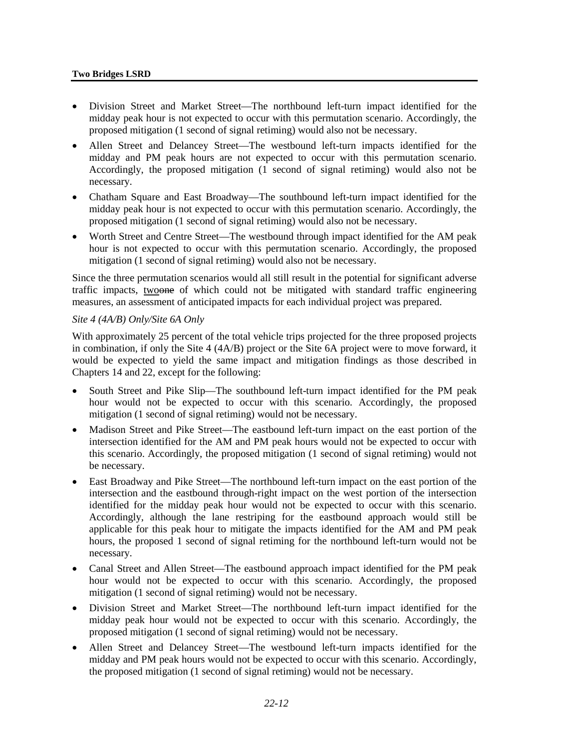- Division Street and Market Street—The northbound left-turn impact identified for the midday peak hour is not expected to occur with this permutation scenario. Accordingly, the proposed mitigation (1 second of signal retiming) would also not be necessary.
- Allen Street and Delancey Street—The westbound left-turn impacts identified for the midday and PM peak hours are not expected to occur with this permutation scenario. Accordingly, the proposed mitigation (1 second of signal retiming) would also not be necessary.
- Chatham Square and East Broadway—The southbound left-turn impact identified for the midday peak hour is not expected to occur with this permutation scenario. Accordingly, the proposed mitigation (1 second of signal retiming) would also not be necessary.
- Worth Street and Centre Street—The westbound through impact identified for the AM peak hour is not expected to occur with this permutation scenario. Accordingly, the proposed mitigation (1 second of signal retiming) would also not be necessary.

Since the three permutation scenarios would all still result in the potential for significant adverse traffic impacts, two~~one~~ of which could not be mitigated with standard traffic engineering measures, an assessment of anticipated impacts for each individual project was prepared.

*Site 4 (4A/B) Only/Site 6A Only*

With approximately 25 percent of the total vehicle trips projected for the three proposed projects in combination, if only the Site 4 (4A/B) project or the Site 6A project were to move forward, it would be expected to yield the same impact and mitigation findings as those described in Chapters 14 and 22, except for the following:

- South Street and Pike Slip—The southbound left-turn impact identified for the PM peak hour would not be expected to occur with this scenario. Accordingly, the proposed mitigation (1 second of signal retiming) would not be necessary.
- Madison Street and Pike Street—The eastbound left-turn impact on the east portion of the intersection identified for the AM and PM peak hours would not be expected to occur with this scenario. Accordingly, the proposed mitigation (1 second of signal retiming) would not be necessary.
- East Broadway and Pike Street—The northbound left-turn impact on the east portion of the intersection and the eastbound through-right impact on the west portion of the intersection identified for the midday peak hour would not be expected to occur with this scenario. Accordingly, although the lane restriping for the eastbound approach would still be applicable for this peak hour to mitigate the impacts identified for the AM and PM peak hours, the proposed 1 second of signal retiming for the northbound left-turn would not be necessary.
- Canal Street and Allen Street—The eastbound approach impact identified for the PM peak hour would not be expected to occur with this scenario. Accordingly, the proposed mitigation (1 second of signal retiming) would not be necessary.
- Division Street and Market Street—The northbound left-turn impact identified for the midday peak hour would not be expected to occur with this scenario. Accordingly, the proposed mitigation (1 second of signal retiming) would not be necessary.
- Allen Street and Delancey Street—The westbound left-turn impacts identified for the midday and PM peak hours would not be expected to occur with this scenario. Accordingly, the proposed mitigation (1 second of signal retiming) would not be necessary.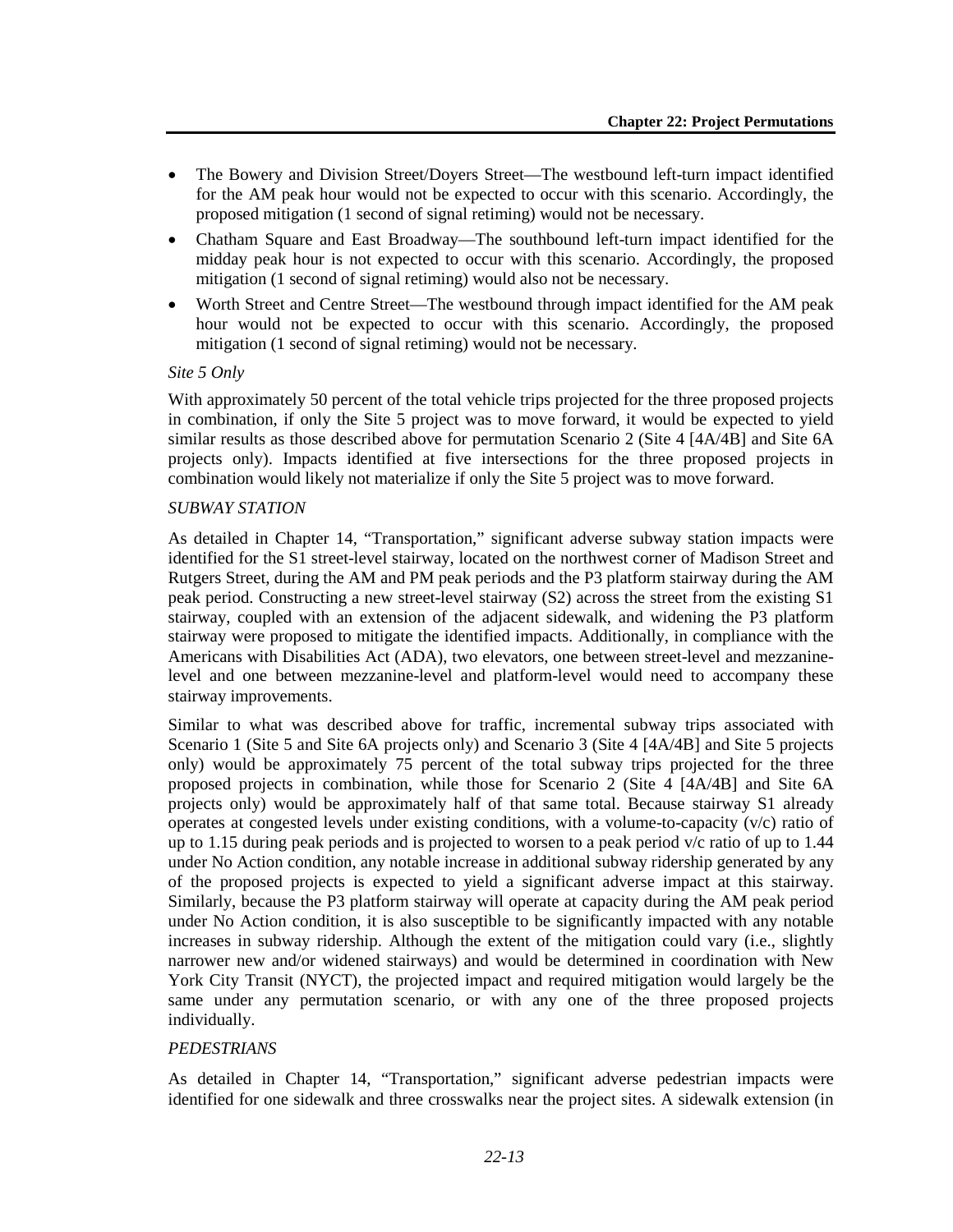- The Bowery and Division Street/Doyers Street—The westbound left-turn impact identified for the AM peak hour would not be expected to occur with this scenario. Accordingly, the proposed mitigation (1 second of signal retiming) would not be necessary.
- Chatham Square and East Broadway—The southbound left-turn impact identified for the midday peak hour is not expected to occur with this scenario. Accordingly, the proposed mitigation (1 second of signal retiming) would also not be necessary.
- Worth Street and Centre Street—The westbound through impact identified for the AM peak hour would not be expected to occur with this scenario. Accordingly, the proposed mitigation (1 second of signal retiming) would not be necessary.

*Site 5 Only*

With approximately 50 percent of the total vehicle trips projected for the three proposed projects in combination, if only the Site 5 project was to move forward, it would be expected to yield similar results as those described above for permutation Scenario 2 (Site 4 [4A/4B] and Site 6A projects only). Impacts identified at five intersections for the three proposed projects in combination would likely not materialize if only the Site 5 project was to move forward.

*SUBWAY STATION*

As detailed in Chapter 14, "Transportation," significant adverse subway station impacts were identified for the S1 street-level stairway, located on the northwest corner of Madison Street and Rutgers Street, during the AM and PM peak periods and the P3 platform stairway during the AM peak period. Constructing a new street-level stairway (S2) across the street from the existing S1 stairway, coupled with an extension of the adjacent sidewalk, and widening the P3 platform stairway were proposed to mitigate the identified impacts. Additionally, in compliance with the Americans with Disabilities Act (ADA), two elevators, one between street-level and mezzanine-level and one between mezzanine-level and platform-level would need to accompany these stairway improvements.

Similar to what was described above for traffic, incremental subway trips associated with Scenario 1 (Site 5 and Site 6A projects only) and Scenario 3 (Site 4 [4A/4B] and Site 5 projects only) would be approximately 75 percent of the total subway trips projected for the three proposed projects in combination, while those for Scenario 2 (Site 4 [4A/4B] and Site 6A projects only) would be approximately half of that same total. Because stairway S1 already operates at congested levels under existing conditions, with a volume-to-capacity (v/c) ratio of up to 1.15 during peak periods and is projected to worsen to a peak period v/c ratio of up to 1.44 under No Action condition, any notable increase in additional subway ridership generated by any of the proposed projects is expected to yield a significant adverse impact at this stairway. Similarly, because the P3 platform stairway will operate at capacity during the AM peak period under No Action condition, it is also susceptible to be significantly impacted with any notable increases in subway ridership. Although the extent of the mitigation could vary (i.e., slightly narrower new and/or widened stairways) and would be determined in coordination with New York City Transit (NYCT), the projected impact and required mitigation would largely be the same under any permutation scenario, or with any one of the three proposed projects individually.

*PEDESTRIANS*

As detailed in Chapter 14, "Transportation," significant adverse pedestrian impacts were identified for one sidewalk and three crosswalks near the project sites. A sidewalk extension (in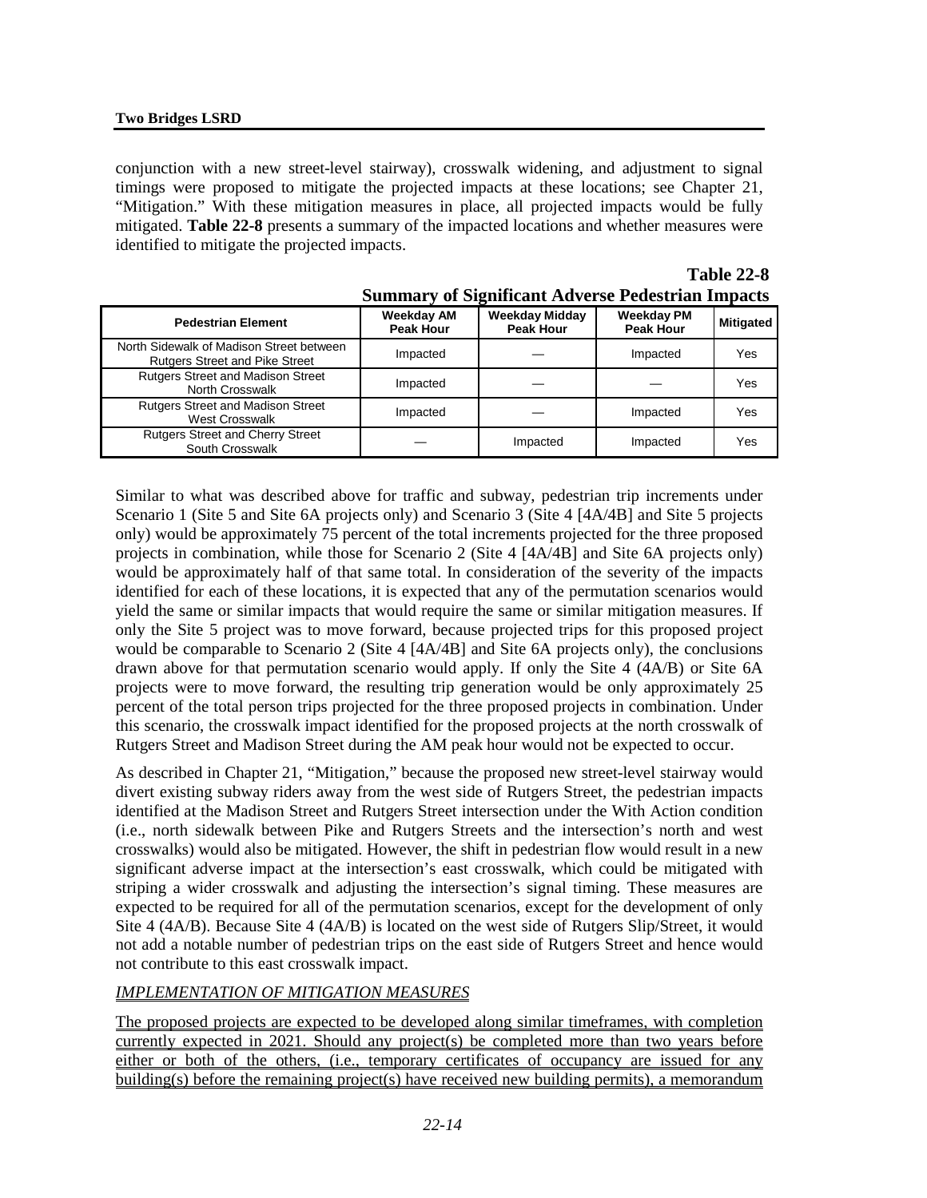conjunction with a new street-level stairway), crosswalk widening, and adjustment to signal timings were proposed to mitigate the projected impacts at these locations; see Chapter 21, "Mitigation." With these mitigation measures in place, all projected impacts would be fully mitigated. **Table 22-8** presents a summary of the impacted locations and whether measures were identified to mitigate the projected impacts.

**Table 22-8**
**Summary of Significant Adverse Pedestrian Impacts**

| Pedestrian Element | Weekday AM Peak Hour | Weekday Midday Peak Hour | Weekday PM Peak Hour | Mitigated |
|---|---|---|---|---|
| North Sidewalk of Madison Street between Rutgers Street and Pike Street | Impacted | — | Impacted | Yes |
| Rutgers Street and Madison Street North Crosswalk | Impacted | — | — | Yes |
| Rutgers Street and Madison Street West Crosswalk | Impacted | — | Impacted | Yes |
| Rutgers Street and Cherry Street South Crosswalk | — | Impacted | Impacted | Yes |

Similar to what was described above for traffic and subway, pedestrian trip increments under Scenario 1 (Site 5 and Site 6A projects only) and Scenario 3 (Site 4 [4A/4B] and Site 5 projects only) would be approximately 75 percent of the total increments projected for the three proposed projects in combination, while those for Scenario 2 (Site 4 [4A/4B] and Site 6A projects only) would be approximately half of that same total. In consideration of the severity of the impacts identified for each of these locations, it is expected that any of the permutation scenarios would yield the same or similar impacts that would require the same or similar mitigation measures. If only the Site 5 project was to move forward, because projected trips for this proposed project would be comparable to Scenario 2 (Site 4 [4A/4B] and Site 6A projects only), the conclusions drawn above for that permutation scenario would apply. If only the Site 4 (4A/B) or Site 6A projects were to move forward, the resulting trip generation would be only approximately 25 percent of the total person trips projected for the three proposed projects in combination. Under this scenario, the crosswalk impact identified for the proposed projects at the north crosswalk of Rutgers Street and Madison Street during the AM peak hour would not be expected to occur.

As described in Chapter 21, "Mitigation," because the proposed new street-level stairway would divert existing subway riders away from the west side of Rutgers Street, the pedestrian impacts identified at the Madison Street and Rutgers Street intersection under the With Action condition (i.e., north sidewalk between Pike and Rutgers Streets and the intersection's north and west crosswalks) would also be mitigated. However, the shift in pedestrian flow would result in a new significant adverse impact at the intersection's east crosswalk, which could be mitigated with striping a wider crosswalk and adjusting the intersection's signal timing. These measures are expected to be required for all of the permutation scenarios, except for the development of only Site 4 (4A/B). Because Site 4 (4A/B) is located on the west side of Rutgers Slip/Street, it would not add a notable number of pedestrian trips on the east side of Rutgers Street and hence would not contribute to this east crosswalk impact.

*IMPLEMENTATION OF MITIGATION MEASURES*

The proposed projects are expected to be developed along similar timeframes, with completion currently expected in 2021. Should any project(s) be completed more than two years before either or both of the others, (i.e., temporary certificates of occupancy are issued for any building(s) before the remaining project(s) have received new building permits), a memorandum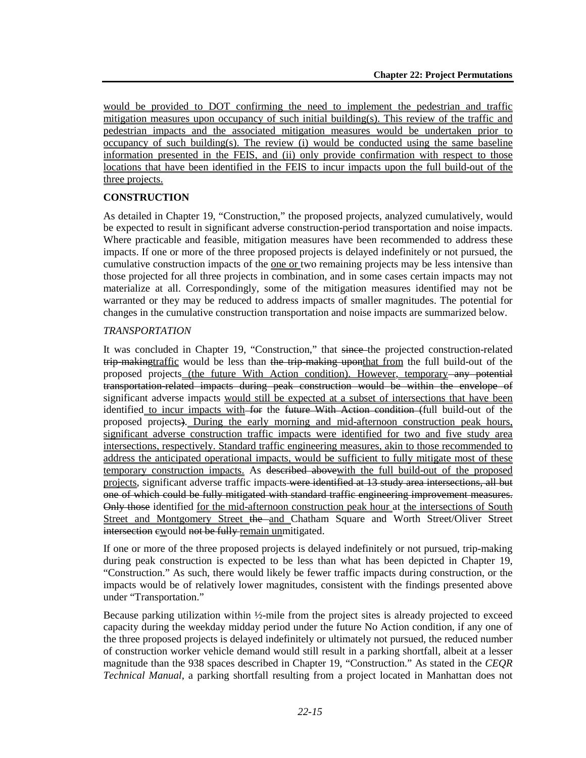would be provided to DOT confirming the need to implement the pedestrian and traffic mitigation measures upon occupancy of such initial building(s). This review of the traffic and pedestrian impacts and the associated mitigation measures would be undertaken prior to occupancy of such building(s). The review (i) would be conducted using the same baseline information presented in the FEIS, and (ii) only provide confirmation with respect to those locations that have been identified in the FEIS to incur impacts upon the full build-out of the three projects.

## CONSTRUCTION

As detailed in Chapter 19, "Construction," the proposed projects, analyzed cumulatively, would be expected to result in significant adverse construction-period transportation and noise impacts. Where practicable and feasible, mitigation measures have been recommended to address these impacts. If one or more of the three proposed projects is delayed indefinitely or not pursued, the cumulative construction impacts of the one or two remaining projects may be less intensive than those projected for all three projects in combination, and in some cases certain impacts may not materialize at all. Correspondingly, some of the mitigation measures identified may not be warranted or they may be reduced to address impacts of smaller magnitudes. The potential for changes in the cumulative construction transportation and noise impacts are summarized below.

### *TRANSPORTATION*

It was concluded in Chapter 19, "Construction," that ~~since~~ the projected construction-related ~~trip-making~~traffic would be less than ~~the trip-making upon~~that from the full build-out of the proposed projects (the future With Action condition). However, temporary ~~any potential transportation-related impacts during peak construction would be within the envelope of~~ significant adverse impacts would still be expected at a subset of intersections that have been identified to incur impacts with ~~for~~ the ~~future With Action condition (~~full build-out of the proposed projects~~)~~. During the early morning and mid-afternoon construction peak hours, significant adverse construction traffic impacts were identified for two and five study area intersections, respectively. Standard traffic engineering measures, akin to those recommended to address the anticipated operational impacts, would be sufficient to fully mitigate most of these temporary construction impacts. As ~~described above~~with the full build-out of the proposed projects, significant adverse traffic impacts ~~were identified at 13 study area intersections, all but one of which could be fully mitigated with standard traffic engineering improvement measures. Only those~~ identified for the mid-afternoon construction peak hour at the intersections of South Street and Montgomery Street ~~the~~ and Chatham Square and Worth Street/Oliver Street ~~intersection~~ ~~c~~would ~~not be fully~~ remain unmitigated.

If one or more of the three proposed projects is delayed indefinitely or not pursued, trip-making during peak construction is expected to be less than what has been depicted in Chapter 19, "Construction." As such, there would likely be fewer traffic impacts during construction, or the impacts would be of relatively lower magnitudes, consistent with the findings presented above under "Transportation."

Because parking utilization within ½-mile from the project sites is already projected to exceed capacity during the weekday midday period under the future No Action condition, if any one of the three proposed projects is delayed indefinitely or ultimately not pursued, the reduced number of construction worker vehicle demand would still result in a parking shortfall, albeit at a lesser magnitude than the 938 spaces described in Chapter 19, "Construction." As stated in the *CEQR Technical Manual*, a parking shortfall resulting from a project located in Manhattan does not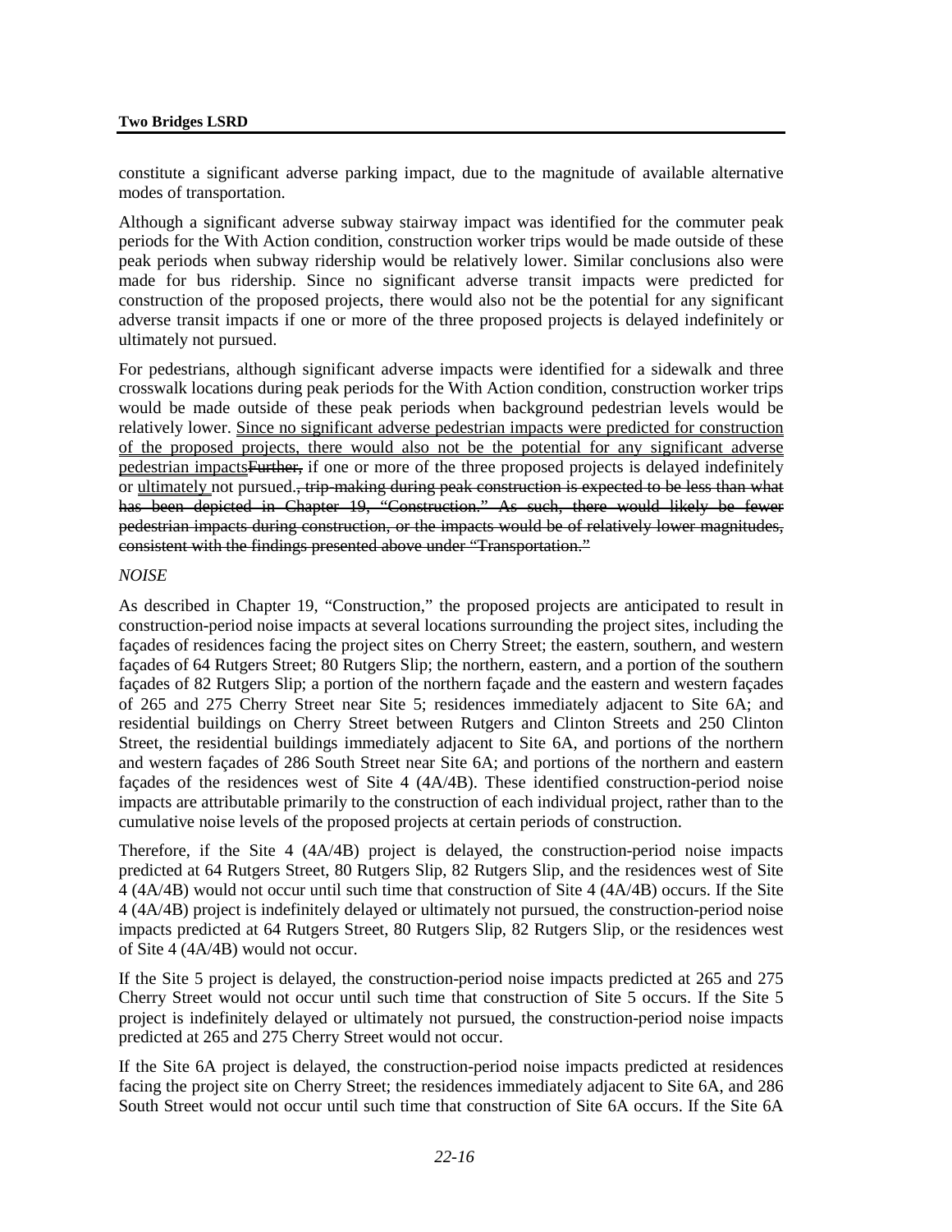constitute a significant adverse parking impact, due to the magnitude of available alternative modes of transportation.

Although a significant adverse subway stairway impact was identified for the commuter peak periods for the With Action condition, construction worker trips would be made outside of these peak periods when subway ridership would be relatively lower. Similar conclusions also were made for bus ridership. Since no significant adverse transit impacts were predicted for construction of the proposed projects, there would also not be the potential for any significant adverse transit impacts if one or more of the three proposed projects is delayed indefinitely or ultimately not pursued.

For pedestrians, although significant adverse impacts were identified for a sidewalk and three crosswalk locations during peak periods for the With Action condition, construction worker trips would be made outside of these peak periods when background pedestrian levels would be relatively lower. <u>Since no significant adverse pedestrian impacts were predicted for construction of the proposed projects, there would also not be the potential for any significant adverse pedestrian impacts</u>~~Further,~~ if one or more of the three proposed projects is delayed indefinitely or <u>ultimately</u> not pursued.~~, trip-making during peak construction is expected to be less than what has been depicted in Chapter 19, "Construction." As such, there would likely be fewer pedestrian impacts during construction, or the impacts would be of relatively lower magnitudes, consistent with the findings presented above under "Transportation."~~

*NOISE*

As described in Chapter 19, "Construction," the proposed projects are anticipated to result in construction-period noise impacts at several locations surrounding the project sites, including the façades of residences facing the project sites on Cherry Street; the eastern, southern, and western façades of 64 Rutgers Street; 80 Rutgers Slip; the northern, eastern, and a portion of the southern façades of 82 Rutgers Slip; a portion of the northern façade and the eastern and western façades of 265 and 275 Cherry Street near Site 5; residences immediately adjacent to Site 6A; and residential buildings on Cherry Street between Rutgers and Clinton Streets and 250 Clinton Street, the residential buildings immediately adjacent to Site 6A, and portions of the northern and western façades of 286 South Street near Site 6A; and portions of the northern and eastern façades of the residences west of Site 4 (4A/4B). These identified construction-period noise impacts are attributable primarily to the construction of each individual project, rather than to the cumulative noise levels of the proposed projects at certain periods of construction.

Therefore, if the Site 4 (4A/4B) project is delayed, the construction-period noise impacts predicted at 64 Rutgers Street, 80 Rutgers Slip, 82 Rutgers Slip, and the residences west of Site 4 (4A/4B) would not occur until such time that construction of Site 4 (4A/4B) occurs. If the Site 4 (4A/4B) project is indefinitely delayed or ultimately not pursued, the construction-period noise impacts predicted at 64 Rutgers Street, 80 Rutgers Slip, 82 Rutgers Slip, or the residences west of Site 4 (4A/4B) would not occur.

If the Site 5 project is delayed, the construction-period noise impacts predicted at 265 and 275 Cherry Street would not occur until such time that construction of Site 5 occurs. If the Site 5 project is indefinitely delayed or ultimately not pursued, the construction-period noise impacts predicted at 265 and 275 Cherry Street would not occur.

If the Site 6A project is delayed, the construction-period noise impacts predicted at residences facing the project site on Cherry Street; the residences immediately adjacent to Site 6A, and 286 South Street would not occur until such time that construction of Site 6A occurs. If the Site 6A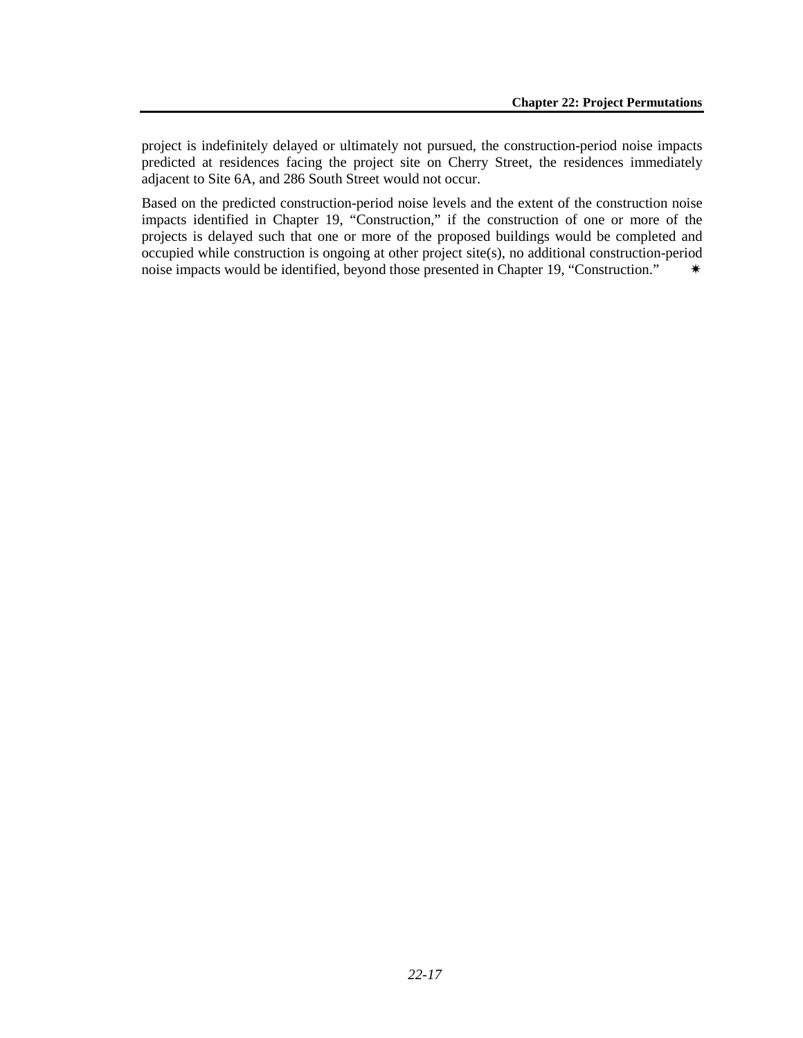project is indefinitely delayed or ultimately not pursued, the construction-period noise impacts predicted at residences facing the project site on Cherry Street, the residences immediately adjacent to Site 6A, and 286 South Street would not occur.

Based on the predicted construction-period noise levels and the extent of the construction noise impacts identified in Chapter 19, "Construction," if the construction of one or more of the projects is delayed such that one or more of the proposed buildings would be completed and occupied while construction is ongoing at other project site(s), no additional construction-period noise impacts would be identified, beyond those presented in Chapter 19, "Construction." ✷